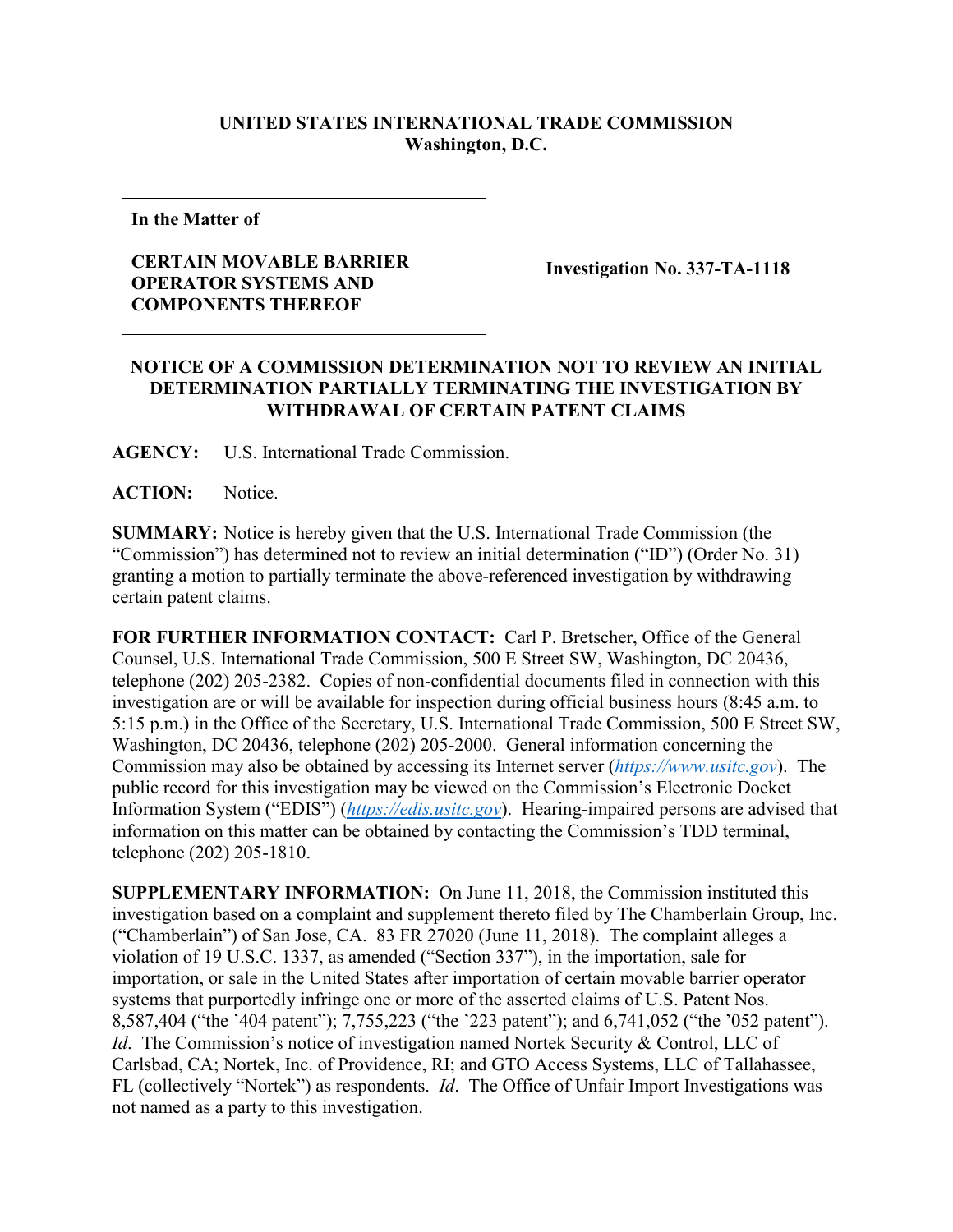**UNITED STATES INTERNATIONAL TRADE COMMISSION**
**Washington, D.C.**

| In the Matter of<br><br>**CERTAIN MOVABLE BARRIER OPERATOR SYSTEMS AND COMPONENTS THEREOF** | **Investigation No. 337-TA-1118** |
|---|---|

**NOTICE OF A COMMISSION DETERMINATION NOT TO REVIEW AN INITIAL DETERMINATION PARTIALLY TERMINATING THE INVESTIGATION BY WITHDRAWAL OF CERTAIN PATENT CLAIMS**

**AGENCY:** U.S. International Trade Commission.

**ACTION:** Notice.

**SUMMARY:** Notice is hereby given that the U.S. International Trade Commission (the "Commission") has determined not to review an initial determination ("ID") (Order No. 31) granting a motion to partially terminate the above-referenced investigation by withdrawing certain patent claims.

**FOR FURTHER INFORMATION CONTACT:** Carl P. Bretscher, Office of the General Counsel, U.S. International Trade Commission, 500 E Street SW, Washington, DC 20436, telephone (202) 205-2382. Copies of non-confidential documents filed in connection with this investigation are or will be available for inspection during official business hours (8:45 a.m. to 5:15 p.m.) in the Office of the Secretary, U.S. International Trade Commission, 500 E Street SW, Washington, DC 20436, telephone (202) 205-2000. General information concerning the Commission may also be obtained by accessing its Internet server (*https://www.usitc.gov*). The public record for this investigation may be viewed on the Commission's Electronic Docket Information System ("EDIS") (*https://edis.usitc.gov*). Hearing-impaired persons are advised that information on this matter can be obtained by contacting the Commission's TDD terminal, telephone (202) 205-1810.

**SUPPLEMENTARY INFORMATION:** On June 11, 2018, the Commission instituted this investigation based on a complaint and supplement thereto filed by The Chamberlain Group, Inc. ("Chamberlain") of San Jose, CA. 83 FR 27020 (June 11, 2018). The complaint alleges a violation of 19 U.S.C. 1337, as amended ("Section 337"), in the importation, sale for importation, or sale in the United States after importation of certain movable barrier operator systems that purportedly infringe one or more of the asserted claims of U.S. Patent Nos. 8,587,404 ("the '404 patent"); 7,755,223 ("the '223 patent"); and 6,741,052 ("the '052 patent"). *Id*. The Commission's notice of investigation named Nortek Security & Control, LLC of Carlsbad, CA; Nortek, Inc. of Providence, RI; and GTO Access Systems, LLC of Tallahassee, FL (collectively "Nortek") as respondents. *Id*. The Office of Unfair Import Investigations was not named as a party to this investigation.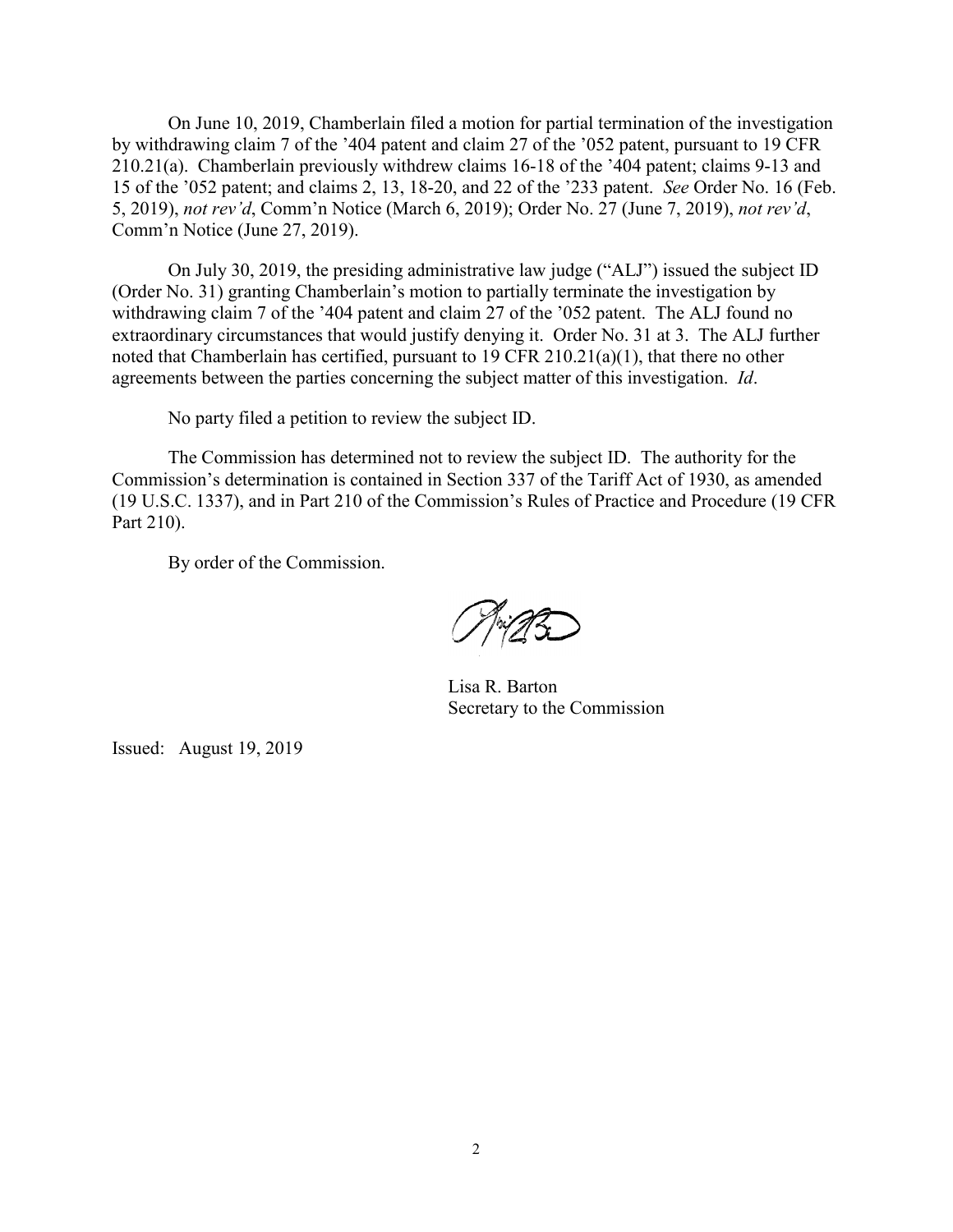On June 10, 2019, Chamberlain filed a motion for partial termination of the investigation by withdrawing claim 7 of the '404 patent and claim 27 of the '052 patent, pursuant to 19 CFR 210.21(a). Chamberlain previously withdrew claims 16-18 of the '404 patent; claims 9-13 and 15 of the '052 patent; and claims 2, 13, 18-20, and 22 of the '233 patent. *See* Order No. 16 (Feb. 5, 2019), *not rev'd*, Comm'n Notice (March 6, 2019); Order No. 27 (June 7, 2019), *not rev'd*, Comm'n Notice (June 27, 2019).

On July 30, 2019, the presiding administrative law judge ("ALJ") issued the subject ID (Order No. 31) granting Chamberlain's motion to partially terminate the investigation by withdrawing claim 7 of the '404 patent and claim 27 of the '052 patent. The ALJ found no extraordinary circumstances that would justify denying it. Order No. 31 at 3. The ALJ further noted that Chamberlain has certified, pursuant to 19 CFR 210.21(a)(1), that there no other agreements between the parties concerning the subject matter of this investigation. *Id*.

No party filed a petition to review the subject ID.

The Commission has determined not to review the subject ID. The authority for the Commission's determination is contained in Section 337 of the Tariff Act of 1930, as amended (19 U.S.C. 1337), and in Part 210 of the Commission's Rules of Practice and Procedure (19 CFR Part 210).

By order of the Commission.

Lisa R. Barton
Secretary to the Commission

Issued: August 19, 2019